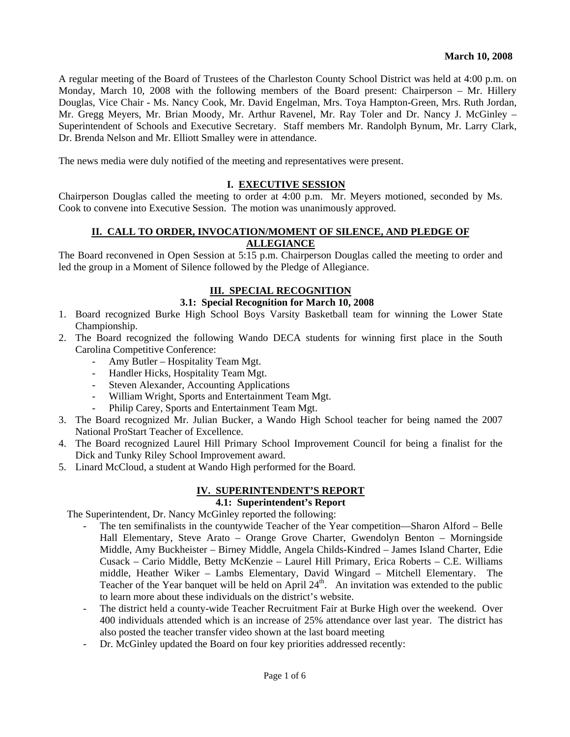**March 10, 2008**

A regular meeting of the Board of Trustees of the Charleston County School District was held at 4:00 p.m. on Monday, March 10, 2008 with the following members of the Board present: Chairperson – Mr. Hillery Douglas, Vice Chair - Ms. Nancy Cook, Mr. David Engelman, Mrs. Toya Hampton-Green, Mrs. Ruth Jordan, Mr. Gregg Meyers, Mr. Brian Moody, Mr. Arthur Ravenel, Mr. Ray Toler and Dr. Nancy J. McGinley – Superintendent of Schools and Executive Secretary. Staff members Mr. Randolph Bynum, Mr. Larry Clark, Dr. Brenda Nelson and Mr. Elliott Smalley were in attendance.

The news media were duly notified of the meeting and representatives were present.

## I. EXECUTIVE SESSION

Chairperson Douglas called the meeting to order at 4:00 p.m. Mr. Meyers motioned, seconded by Ms. Cook to convene into Executive Session. The motion was unanimously approved.

## II. CALL TO ORDER, INVOCATION/MOMENT OF SILENCE, AND PLEDGE OF ALLEGIANCE

The Board reconvened in Open Session at 5:15 p.m. Chairperson Douglas called the meeting to order and led the group in a Moment of Silence followed by the Pledge of Allegiance.

## III. SPECIAL RECOGNITION

### 3.1: Special Recognition for March 10, 2008

1. Board recognized Burke High School Boys Varsity Basketball team for winning the Lower State Championship.
2. The Board recognized the following Wando DECA students for winning first place in the South Carolina Competitive Conference:
   - Amy Butler – Hospitality Team Mgt.
   - Handler Hicks, Hospitality Team Mgt.
   - Steven Alexander, Accounting Applications
   - William Wright, Sports and Entertainment Team Mgt.
   - Philip Carey, Sports and Entertainment Team Mgt.
3. The Board recognized Mr. Julian Bucker, a Wando High School teacher for being named the 2007 National ProStart Teacher of Excellence.
4. The Board recognized Laurel Hill Primary School Improvement Council for being a finalist for the Dick and Tunky Riley School Improvement award.
5. Linard McCloud, a student at Wando High performed for the Board.

## IV. SUPERINTENDENT'S REPORT

### 4.1: Superintendent's Report

The Superintendent, Dr. Nancy McGinley reported the following:

- The ten semifinalists in the countywide Teacher of the Year competition—Sharon Alford – Belle Hall Elementary, Steve Arato – Orange Grove Charter, Gwendolyn Benton – Morningside Middle, Amy Buckheister – Birney Middle, Angela Childs-Kindred – James Island Charter, Edie Cusack – Cario Middle, Betty McKenzie – Laurel Hill Primary, Erica Roberts – C.E. Williams middle, Heather Wiker – Lambs Elementary, David Wingard – Mitchell Elementary. The Teacher of the Year banquet will be held on April 24th. An invitation was extended to the public to learn more about these individuals on the district's website.
- The district held a county-wide Teacher Recruitment Fair at Burke High over the weekend. Over 400 individuals attended which is an increase of 25% attendance over last year. The district has also posted the teacher transfer video shown at the last board meeting
- Dr. McGinley updated the Board on four key priorities addressed recently: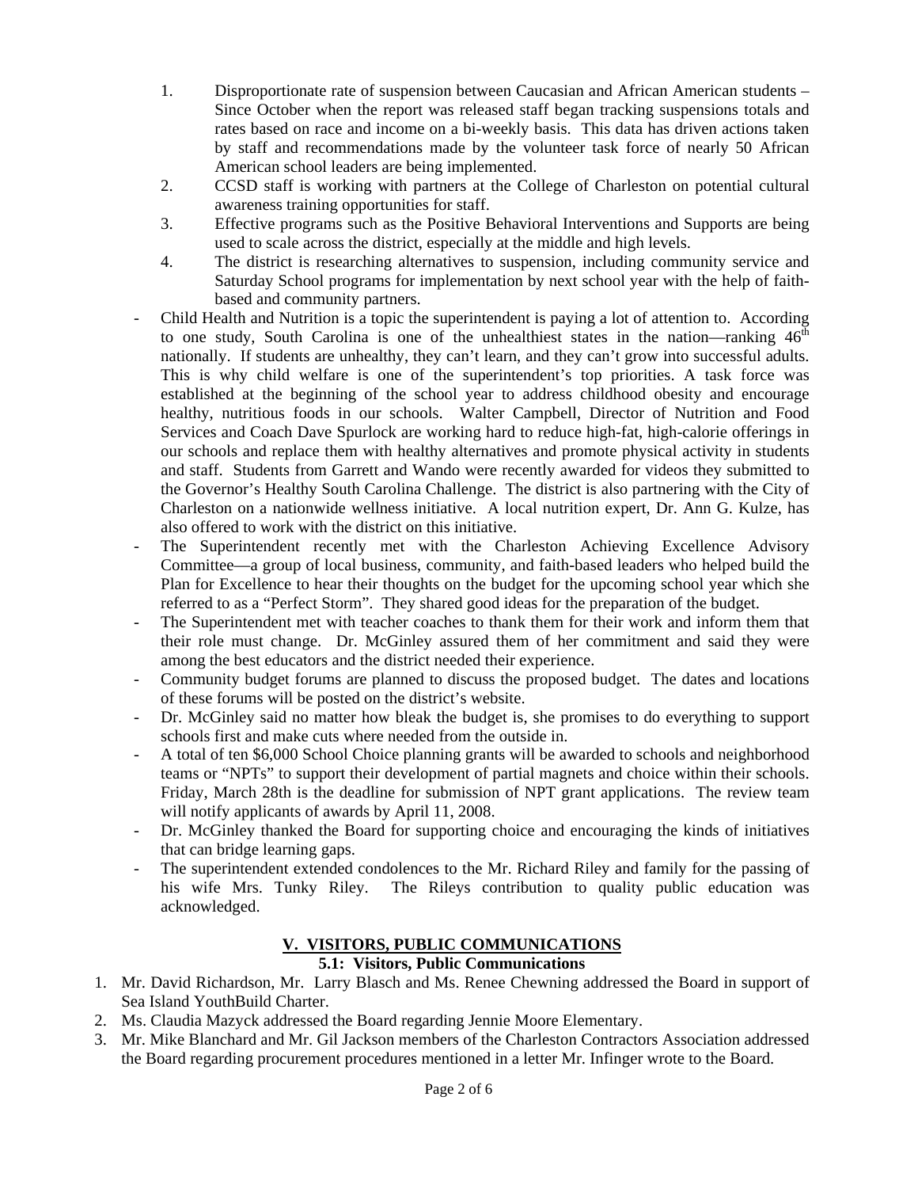1. Disproportionate rate of suspension between Caucasian and African American students – Since October when the report was released staff began tracking suspensions totals and rates based on race and income on a bi-weekly basis. This data has driven actions taken by staff and recommendations made by the volunteer task force of nearly 50 African American school leaders are being implemented.
2. CCSD staff is working with partners at the College of Charleston on potential cultural awareness training opportunities for staff.
3. Effective programs such as the Positive Behavioral Interventions and Supports are being used to scale across the district, especially at the middle and high levels.
4. The district is researching alternatives to suspension, including community service and Saturday School programs for implementation by next school year with the help of faith-based and community partners.

- Child Health and Nutrition is a topic the superintendent is paying a lot of attention to. According to one study, South Carolina is one of the unhealthiest states in the nation—ranking 46th nationally. If students are unhealthy, they can't learn, and they can't grow into successful adults. This is why child welfare is one of the superintendent's top priorities. A task force was established at the beginning of the school year to address childhood obesity and encourage healthy, nutritious foods in our schools. Walter Campbell, Director of Nutrition and Food Services and Coach Dave Spurlock are working hard to reduce high-fat, high-calorie offerings in our schools and replace them with healthy alternatives and promote physical activity in students and staff. Students from Garrett and Wando were recently awarded for videos they submitted to the Governor's Healthy South Carolina Challenge. The district is also partnering with the City of Charleston on a nationwide wellness initiative. A local nutrition expert, Dr. Ann G. Kulze, has also offered to work with the district on this initiative.
- The Superintendent recently met with the Charleston Achieving Excellence Advisory Committee—a group of local business, community, and faith-based leaders who helped build the Plan for Excellence to hear their thoughts on the budget for the upcoming school year which she referred to as a "Perfect Storm". They shared good ideas for the preparation of the budget.
- The Superintendent met with teacher coaches to thank them for their work and inform them that their role must change. Dr. McGinley assured them of her commitment and said they were among the best educators and the district needed their experience.
- Community budget forums are planned to discuss the proposed budget. The dates and locations of these forums will be posted on the district's website.
- Dr. McGinley said no matter how bleak the budget is, she promises to do everything to support schools first and make cuts where needed from the outside in.
- A total of ten $6,000 School Choice planning grants will be awarded to schools and neighborhood teams or "NPTs" to support their development of partial magnets and choice within their schools. Friday, March 28th is the deadline for submission of NPT grant applications. The review team will notify applicants of awards by April 11, 2008.
- Dr. McGinley thanked the Board for supporting choice and encouraging the kinds of initiatives that can bridge learning gaps.
- The superintendent extended condolences to the Mr. Richard Riley and family for the passing of his wife Mrs. Tunky Riley. The Rileys contribution to quality public education was acknowledged.

## V. VISITORS, PUBLIC COMMUNICATIONS

### 5.1: Visitors, Public Communications

1. Mr. David Richardson, Mr. Larry Blasch and Ms. Renee Chewning addressed the Board in support of Sea Island YouthBuild Charter.
2. Ms. Claudia Mazyck addressed the Board regarding Jennie Moore Elementary.
3. Mr. Mike Blanchard and Mr. Gil Jackson members of the Charleston Contractors Association addressed the Board regarding procurement procedures mentioned in a letter Mr. Infinger wrote to the Board.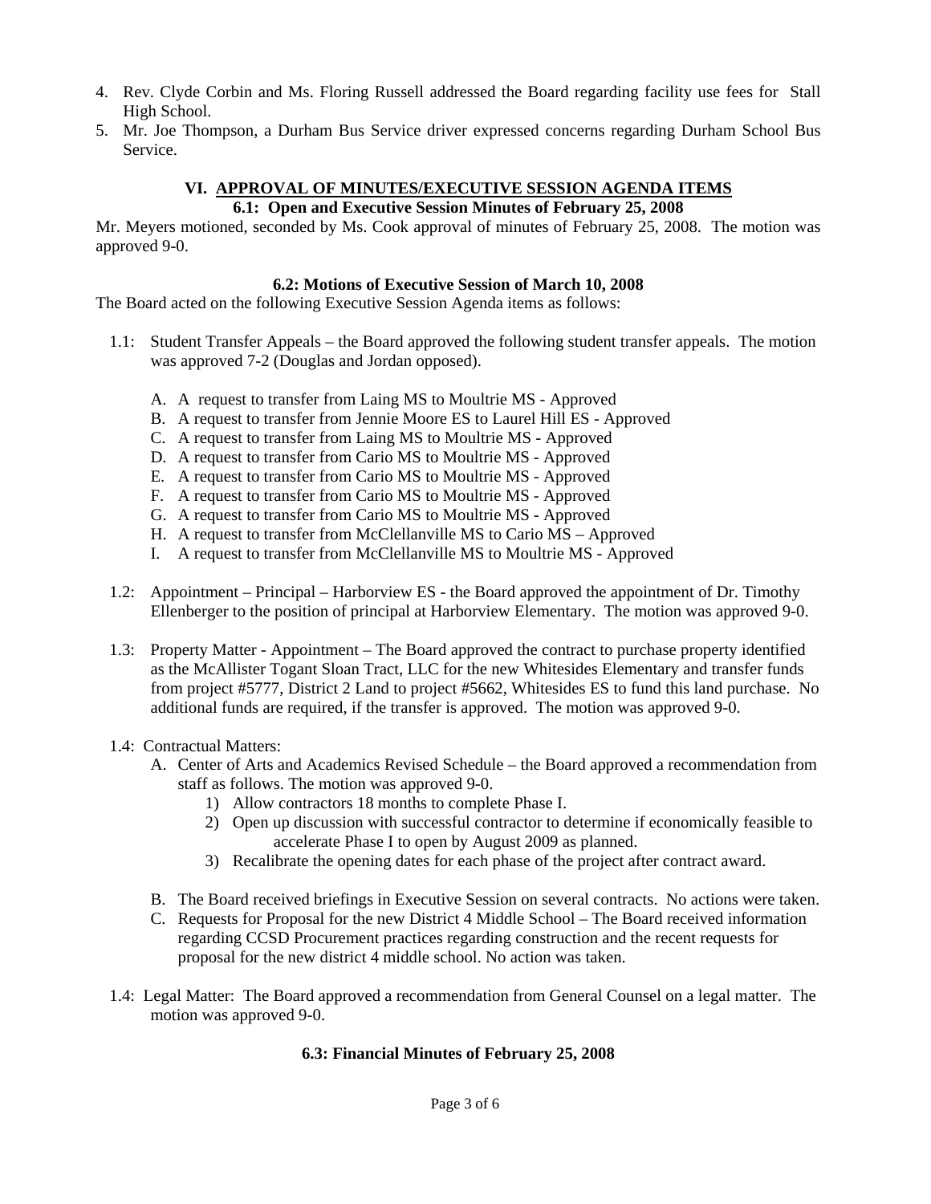4. Rev. Clyde Corbin and Ms. Floring Russell addressed the Board regarding facility use fees for Stall High School.
5. Mr. Joe Thompson, a Durham Bus Service driver expressed concerns regarding Durham School Bus Service.

## VI. APPROVAL OF MINUTES/EXECUTIVE SESSION AGENDA ITEMS

### 6.1: Open and Executive Session Minutes of February 25, 2008

Mr. Meyers motioned, seconded by Ms. Cook approval of minutes of February 25, 2008. The motion was approved 9-0.

### 6.2: Motions of Executive Session of March 10, 2008

The Board acted on the following Executive Session Agenda items as follows:

1.1: Student Transfer Appeals – the Board approved the following student transfer appeals. The motion was approved 7-2 (Douglas and Jordan opposed).

A. A request to transfer from Laing MS to Moultrie MS - Approved
B. A request to transfer from Jennie Moore ES to Laurel Hill ES - Approved
C. A request to transfer from Laing MS to Moultrie MS - Approved
D. A request to transfer from Cario MS to Moultrie MS - Approved
E. A request to transfer from Cario MS to Moultrie MS - Approved
F. A request to transfer from Cario MS to Moultrie MS - Approved
G. A request to transfer from Cario MS to Moultrie MS - Approved
H. A request to transfer from McClellanville MS to Cario MS – Approved
I. A request to transfer from McClellanville MS to Moultrie MS - Approved

1.2: Appointment – Principal – Harborview ES - the Board approved the appointment of Dr. Timothy Ellenberger to the position of principal at Harborview Elementary. The motion was approved 9-0.

1.3: Property Matter - Appointment – The Board approved the contract to purchase property identified as the McAllister Togant Sloan Tract, LLC for the new Whitesides Elementary and transfer funds from project #5777, District 2 Land to project #5662, Whitesides ES to fund this land purchase. No additional funds are required, if the transfer is approved. The motion was approved 9-0.

1.4: Contractual Matters:

A. Center of Arts and Academics Revised Schedule – the Board approved a recommendation from staff as follows. The motion was approved 9-0.
   1) Allow contractors 18 months to complete Phase I.
   2) Open up discussion with successful contractor to determine if economically feasible to accelerate Phase I to open by August 2009 as planned.
   3) Recalibrate the opening dates for each phase of the project after contract award.

B. The Board received briefings in Executive Session on several contracts. No actions were taken.
C. Requests for Proposal for the new District 4 Middle School – The Board received information regarding CCSD Procurement practices regarding construction and the recent requests for proposal for the new district 4 middle school. No action was taken.

1.4: Legal Matter: The Board approved a recommendation from General Counsel on a legal matter. The motion was approved 9-0.

### 6.3: Financial Minutes of February 25, 2008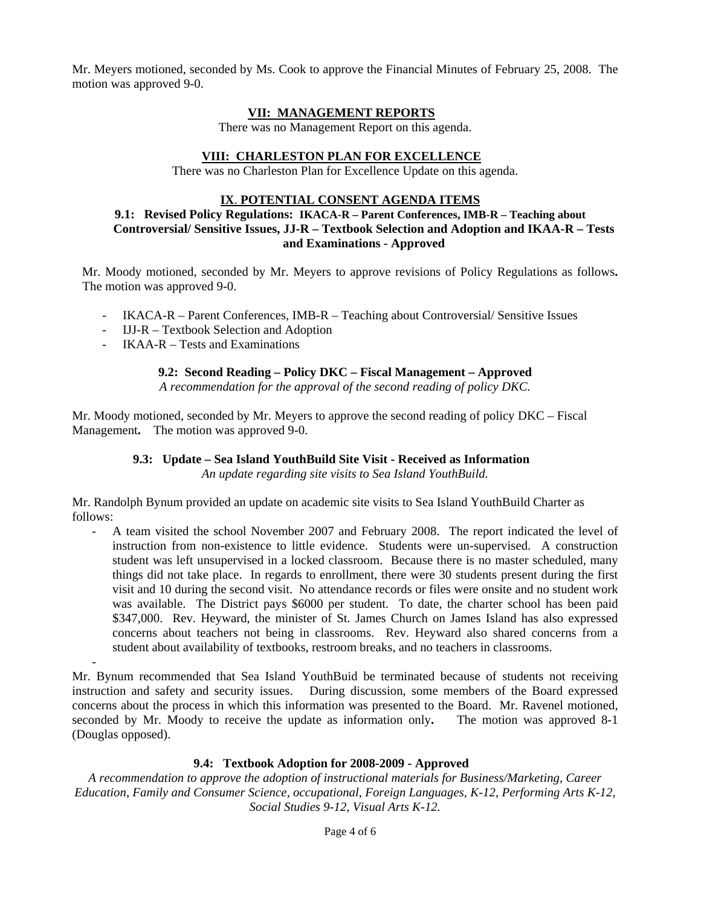Mr. Meyers motioned, seconded by Ms. Cook to approve the Financial Minutes of February 25, 2008. The motion was approved 9-0.

## VII: MANAGEMENT REPORTS

There was no Management Report on this agenda.

## VIII: CHARLESTON PLAN FOR EXCELLENCE

There was no Charleston Plan for Excellence Update on this agenda.

## IX. POTENTIAL CONSENT AGENDA ITEMS

### 9.1: Revised Policy Regulations: IKACA-R – Parent Conferences, IMB-R – Teaching about Controversial/ Sensitive Issues, JJ-R – Textbook Selection and Adoption and IKAA-R – Tests and Examinations - Approved

Mr. Moody motioned, seconded by Mr. Meyers to approve revisions of Policy Regulations as follows**.** The motion was approved 9-0.

- IKACA-R – Parent Conferences, IMB-R – Teaching about Controversial/ Sensitive Issues
- IJJ-R – Textbook Selection and Adoption
- IKAA-R – Tests and Examinations

### 9.2: Second Reading – Policy DKC – Fiscal Management – Approved

*A recommendation for the approval of the second reading of policy DKC.*

Mr. Moody motioned, seconded by Mr. Meyers to approve the second reading of policy DKC – Fiscal Management**.** The motion was approved 9-0.

### 9.3: Update – Sea Island YouthBuild Site Visit - Received as Information

*An update regarding site visits to Sea Island YouthBuild.*

Mr. Randolph Bynum provided an update on academic site visits to Sea Island YouthBuild Charter as follows:

- A team visited the school November 2007 and February 2008. The report indicated the level of instruction from non-existence to little evidence. Students were un-supervised. A construction student was left unsupervised in a locked classroom. Because there is no master scheduled, many things did not take place. In regards to enrollment, there were 30 students present during the first visit and 10 during the second visit. No attendance records or files were onsite and no student work was available. The District pays $6000 per student. To date, the charter school has been paid $347,000. Rev. Heyward, the minister of St. James Church on James Island has also expressed concerns about teachers not being in classrooms. Rev. Heyward also shared concerns from a student about availability of textbooks, restroom breaks, and no teachers in classrooms.
-

Mr. Bynum recommended that Sea Island YouthBuid be terminated because of students not receiving instruction and safety and security issues. During discussion, some members of the Board expressed concerns about the process in which this information was presented to the Board. Mr. Ravenel motioned, seconded by Mr. Moody to receive the update as information only**.** The motion was approved 8-1 (Douglas opposed).

### 9.4: Textbook Adoption for 2008-2009 - Approved

*A recommendation to approve the adoption of instructional materials for Business/Marketing, Career Education, Family and Consumer Science, occupational, Foreign Languages, K-12, Performing Arts K-12, Social Studies 9-12, Visual Arts K-12.*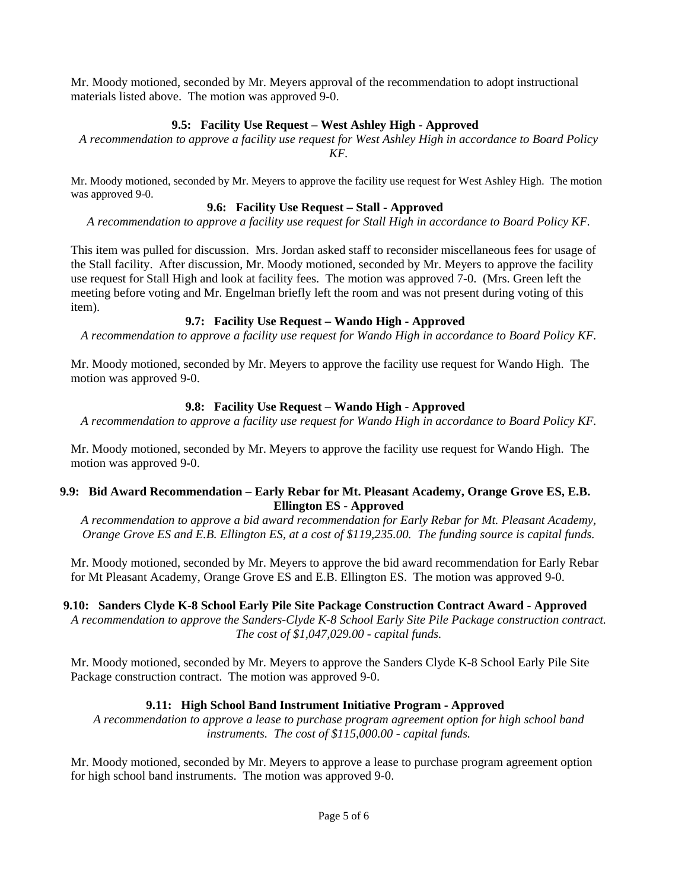Mr. Moody motioned, seconded by Mr. Meyers approval of the recommendation to adopt instructional materials listed above. The motion was approved 9-0.

**9.5: Facility Use Request – West Ashley High - Approved**

*A recommendation to approve a facility use request for West Ashley High in accordance to Board Policy KF.*

Mr. Moody motioned, seconded by Mr. Meyers to approve the facility use request for West Ashley High. The motion was approved 9-0.

**9.6: Facility Use Request – Stall - Approved**

*A recommendation to approve a facility use request for Stall High in accordance to Board Policy KF.*

This item was pulled for discussion. Mrs. Jordan asked staff to reconsider miscellaneous fees for usage of the Stall facility. After discussion, Mr. Moody motioned, seconded by Mr. Meyers to approve the facility use request for Stall High and look at facility fees. The motion was approved 7-0. (Mrs. Green left the meeting before voting and Mr. Engelman briefly left the room and was not present during voting of this item).

**9.7: Facility Use Request – Wando High - Approved**

*A recommendation to approve a facility use request for Wando High in accordance to Board Policy KF.*

Mr. Moody motioned, seconded by Mr. Meyers to approve the facility use request for Wando High. The motion was approved 9-0.

**9.8: Facility Use Request – Wando High - Approved**

*A recommendation to approve a facility use request for Wando High in accordance to Board Policy KF.*

Mr. Moody motioned, seconded by Mr. Meyers to approve the facility use request for Wando High. The motion was approved 9-0.

**9.9: Bid Award Recommendation – Early Rebar for Mt. Pleasant Academy, Orange Grove ES, E.B. Ellington ES - Approved**

*A recommendation to approve a bid award recommendation for Early Rebar for Mt. Pleasant Academy, Orange Grove ES and E.B. Ellington ES, at a cost of $119,235.00. The funding source is capital funds.*

Mr. Moody motioned, seconded by Mr. Meyers to approve the bid award recommendation for Early Rebar for Mt Pleasant Academy, Orange Grove ES and E.B. Ellington ES. The motion was approved 9-0.

**9.10: Sanders Clyde K-8 School Early Pile Site Package Construction Contract Award - Approved**

*A recommendation to approve the Sanders-Clyde K-8 School Early Site Pile Package construction contract. The cost of $1,047,029.00 - capital funds.*

Mr. Moody motioned, seconded by Mr. Meyers to approve the Sanders Clyde K-8 School Early Pile Site Package construction contract. The motion was approved 9-0.

**9.11: High School Band Instrument Initiative Program - Approved**

*A recommendation to approve a lease to purchase program agreement option for high school band instruments. The cost of $115,000.00 - capital funds.*

Mr. Moody motioned, seconded by Mr. Meyers to approve a lease to purchase program agreement option for high school band instruments. The motion was approved 9-0.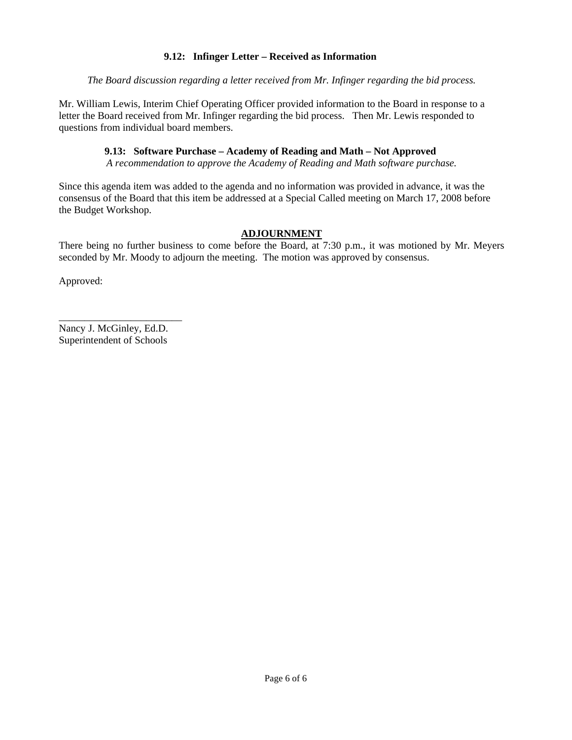### 9.12: Infinger Letter – Received as Information

*The Board discussion regarding a letter received from Mr. Infinger regarding the bid process.*

Mr. William Lewis, Interim Chief Operating Officer provided information to the Board in response to a letter the Board received from Mr. Infinger regarding the bid process. Then Mr. Lewis responded to questions from individual board members.

### 9.13: Software Purchase – Academy of Reading and Math – Not Approved

*A recommendation to approve the Academy of Reading and Math software purchase.*

Since this agenda item was added to the agenda and no information was provided in advance, it was the consensus of the Board that this item be addressed at a Special Called meeting on March 17, 2008 before the Budget Workshop.

## ADJOURNMENT

There being no further business to come before the Board, at 7:30 p.m., it was motioned by Mr. Meyers seconded by Mr. Moody to adjourn the meeting. The motion was approved by consensus.

Approved:

________________________

Nancy J. McGinley, Ed.D.
Superintendent of Schools